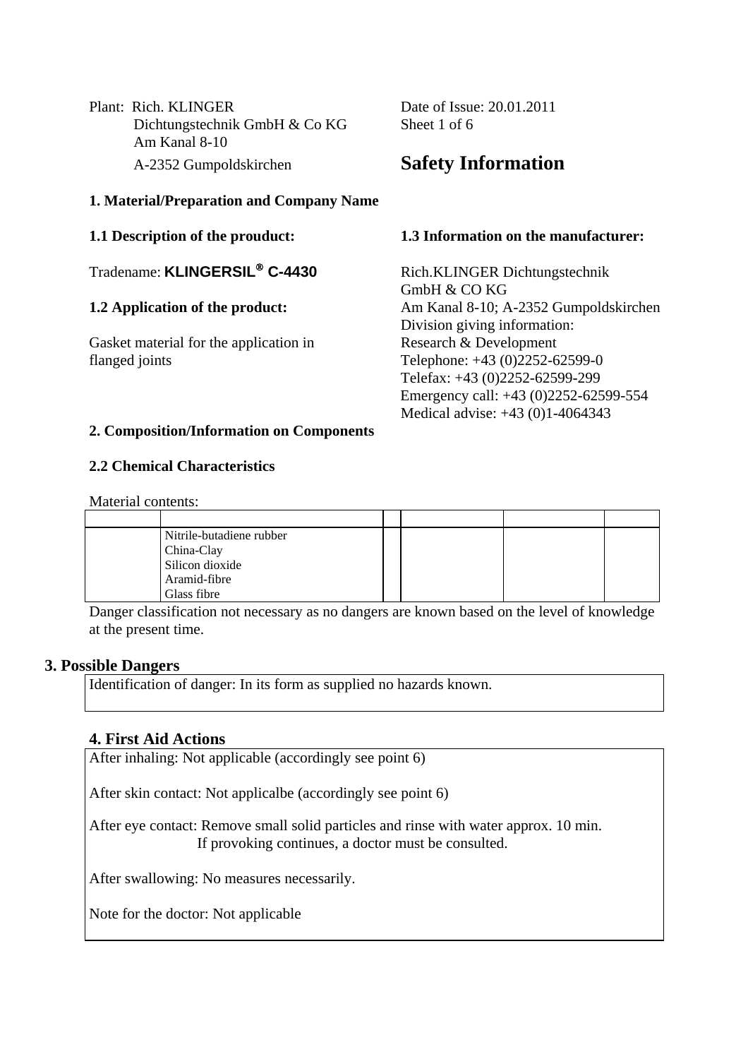Plant: Rich. KLINGER
Dichtungstechnik GmbH & Co KG
Am Kanal 8-10
A-2352 Gumpoldskirchen

Date of Issue: 20.01.2011

# Safety Information

## 1. Material/Preparation and Company Name

### 1.1 Description of the prouduct:

Tradename: **KLINGERSIL® C-4430**

### 1.2 Application of the product:

Gasket material for the application in flanged joints

### 1.3 Information on the manufacturer:

Rich.KLINGER Dichtungstechnik GmbH & CO KG
Am Kanal 8-10; A-2352 Gumpoldskirchen
Division giving information:
Research & Development
Telephone: +43 (0)2252-62599-0
Telefax: +43 (0)2252-62599-299
Emergency call: +43 (0)2252-62599-554
Medical advise: +43 (0)1-4064343

## 2. Composition/Information on Components

### 2.2 Chemical Characteristics

Material contents:

| | | | | | |
|---|---|---|---|---|---|
| | Nitrile-butadiene rubber<br>China-Clay<br>Silicon dioxide<br>Aramid-fibre<br>Glass fibre | | | | |

Danger classification not necessary as no dangers are known based on the level of knowledge at the present time.

## 3. Possible Dangers

Identification of danger: In its form as supplied no hazards known.

## 4. First Aid Actions

After inhaling: Not applicable (accordingly see point 6)

After skin contact: Not applicalbe (accordingly see point 6)

After eye contact: Remove small solid particles and rinse with water approx. 10 min. If provoking continues, a doctor must be consulted.

After swallowing: No measures necessarily.

Note for the doctor: Not applicable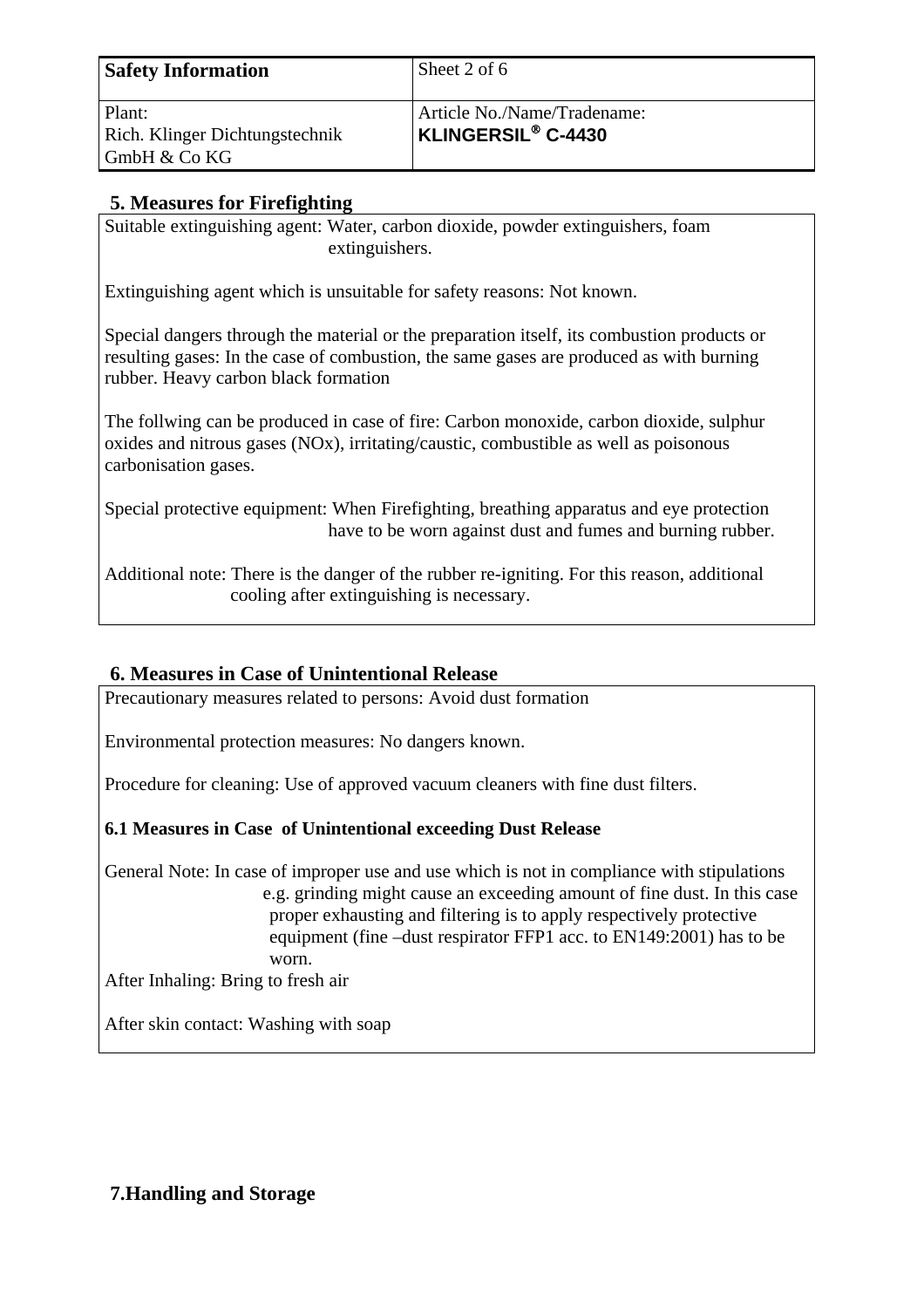| Safety Information | Sheet 2 of 6 |
| --- | --- |
| Plant:<br>Rich. Klinger Dichtungstechnik GmbH & Co KG | Article No./Name/Tradename:<br>**KLINGERSIL® C-4430** |

## 5. Measures for Firefighting

Suitable extinguishing agent: Water, carbon dioxide, powder extinguishers, foam extinguishers.

Extinguishing agent which is unsuitable for safety reasons: Not known.

Special dangers through the material or the preparation itself, its combustion products or resulting gases: In the case of combustion, the same gases are produced as with burning rubber. Heavy carbon black formation

The follwing can be produced in case of fire: Carbon monoxide, carbon dioxide, sulphur oxides and nitrous gases (NOx), irritating/caustic, combustible as well as poisonous carbonisation gases.

Special protective equipment: When Firefighting, breathing apparatus and eye protection have to be worn against dust and fumes and burning rubber.

Additional note: There is the danger of the rubber re-igniting. For this reason, additional cooling after extinguishing is necessary.

## 6. Measures in Case of Unintentional Release

Precautionary measures related to persons: Avoid dust formation

Environmental protection measures: No dangers known.

Procedure for cleaning: Use of approved vacuum cleaners with fine dust filters.

**6.1 Measures in Case of Unintentional exceeding Dust Release**

General Note: In case of improper use and use which is not in compliance with stipulations e.g. grinding might cause an exceeding amount of fine dust. In this case proper exhausting and filtering is to apply respectively protective equipment (fine –dust respirator FFP1 acc. to EN149:2001) has to be worn.

After Inhaling: Bring to fresh air

After skin contact: Washing with soap

## 7.Handling and Storage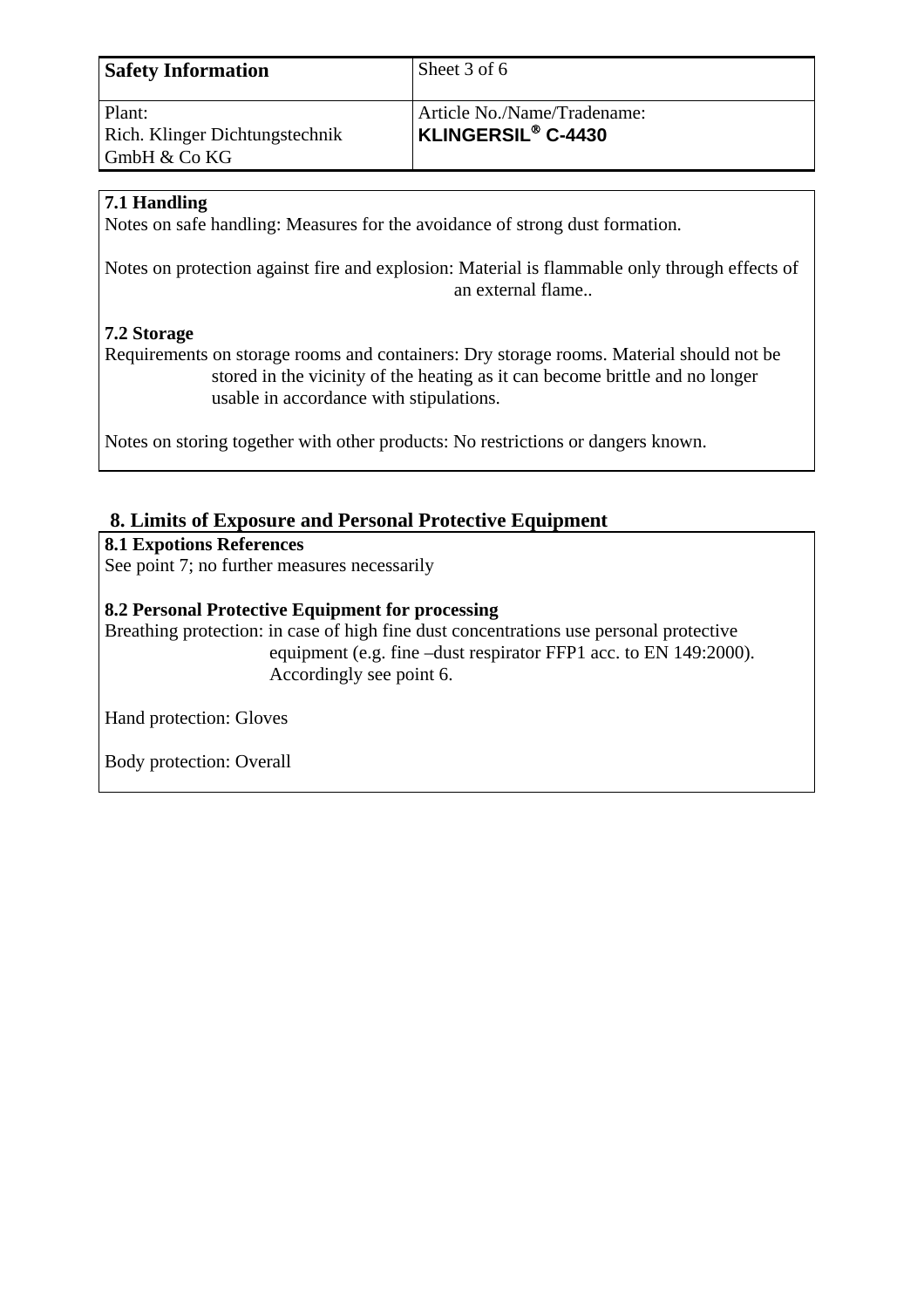| **Safety Information** | Sheet 3 of 6 |
|---|---|
| Plant:<br>Rich. Klinger Dichtungstechnik GmbH & Co KG | Article No./Name/Tradename:<br>**KLINGERSIL® C-4430** |

**7.1 Handling**

Notes on safe handling: Measures for the avoidance of strong dust formation.

Notes on protection against fire and explosion: Material is flammable only through effects of an external flame..

**7.2 Storage**

Requirements on storage rooms and containers: Dry storage rooms. Material should not be stored in the vicinity of the heating as it can become brittle and no longer usable in accordance with stipulations.

Notes on storing together with other products: No restrictions or dangers known.

## 8. Limits of Exposure and Personal Protective Equipment

**8.1 Expotions References**

See point 7; no further measures necessarily

**8.2 Personal Protective Equipment for processing**

Breathing protection: in case of high fine dust concentrations use personal protective equipment (e.g. fine –dust respirator FFP1 acc. to EN 149:2000). Accordingly see point 6.

Hand protection: Gloves

Body protection: Overall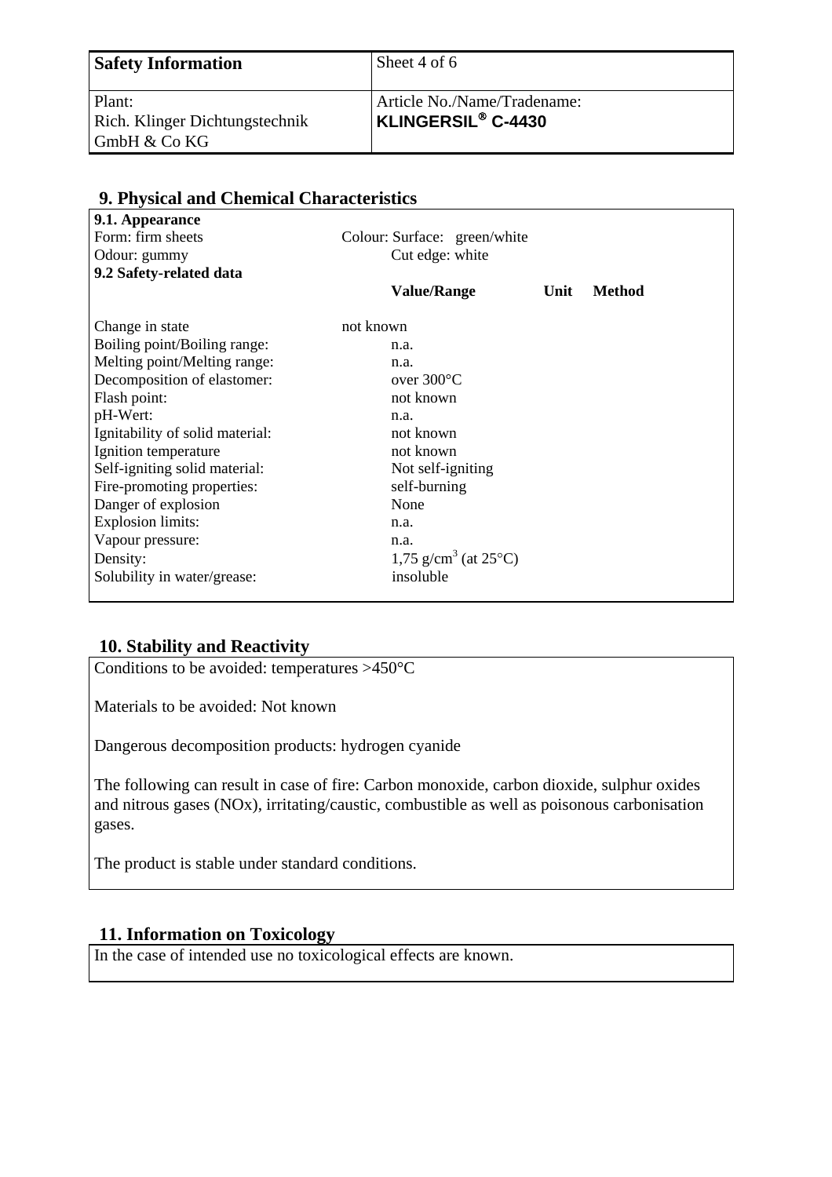| Safety Information | Sheet 4 of 6 |
|---|---|
| Plant:<br>Rich. Klinger Dichtungstechnik GmbH & Co KG | Article No./Name/Tradename:<br>**KLINGERSIL® C-4430** |

## 9. Physical and Chemical Characteristics

**9.1. Appearance**

Form: firm sheets — Colour: Surface: green/white

Odour: gummy — Cut edge: white

**9.2 Safety-related data**

| | **Value/Range** | **Unit** | **Method** |
|---|---|---|---|
| Change in state | not known | | |
| Boiling point/Boiling range: | n.a. | | |
| Melting point/Melting range: | n.a. | | |
| Decomposition of elastomer: | over 300°C | | |
| Flash point: | not known | | |
| pH-Wert: | n.a. | | |
| Ignitability of solid material: | not known | | |
| Ignition temperature | not known | | |
| Self-igniting solid material: | Not self-igniting | | |
| Fire-promoting properties: | self-burning | | |
| Danger of explosion | None | | |
| Explosion limits: | n.a. | | |
| Vapour pressure: | n.a. | | |
| Density: | 1,75 g/cm$^3$ (at 25°C) | | |
| Solubility in water/grease: | insoluble | | |

## 10. Stability and Reactivity

Conditions to be avoided: temperatures >450°C

Materials to be avoided: Not known

Dangerous decomposition products: hydrogen cyanide

The following can result in case of fire: Carbon monoxide, carbon dioxide, sulphur oxides and nitrous gases (NOx), irritating/caustic, combustible as well as poisonous carbonisation gases.

The product is stable under standard conditions.

## 11. Information on Toxicology

In the case of intended use no toxicological effects are known.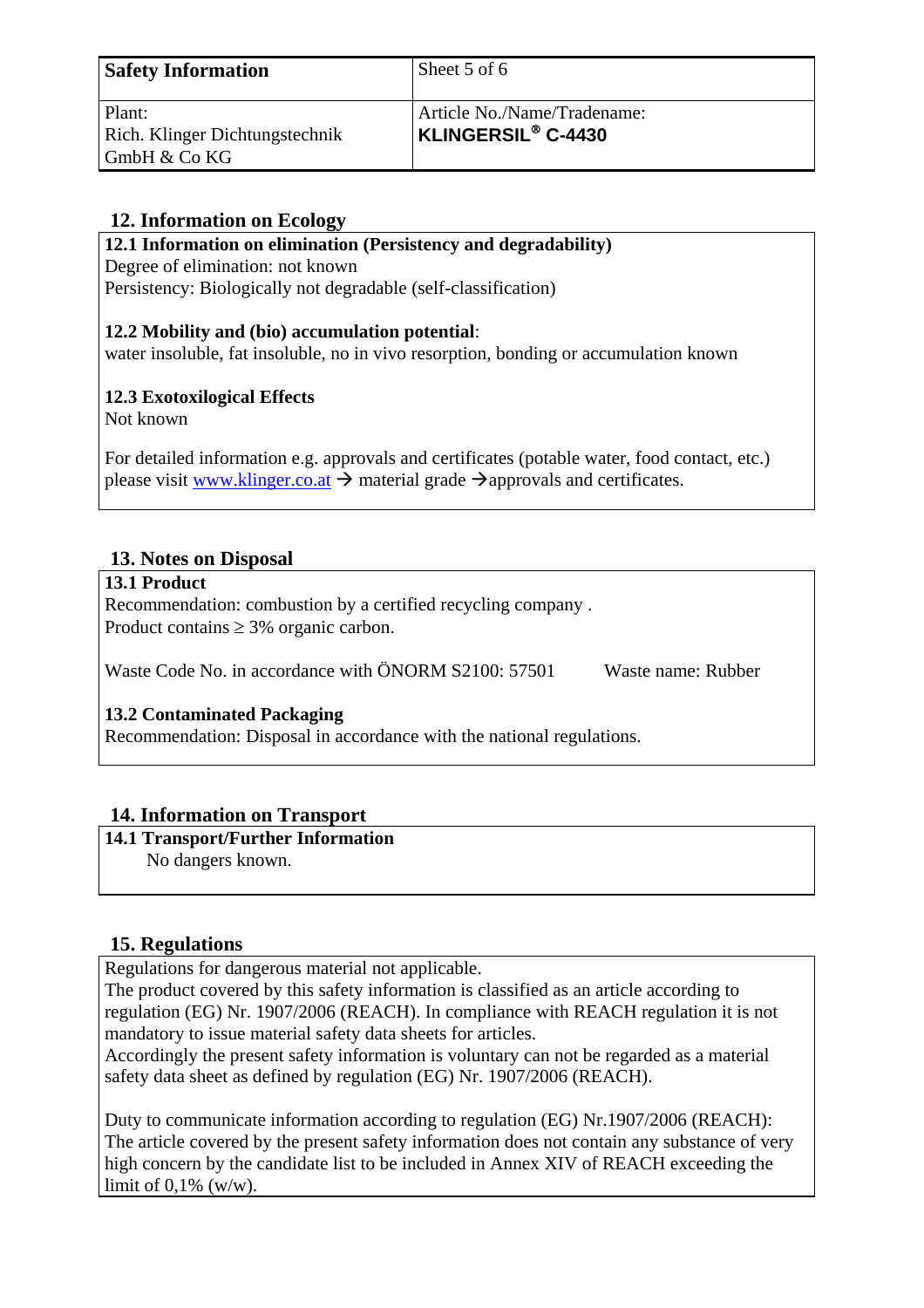| Safety Information | Sheet 5 of 6 |
| --- | --- |
| Plant: Rich. Klinger Dichtungstechnik GmbH & Co KG | Article No./Name/Tradename: **KLINGERSIL® C-4430** |

## 12. Information on Ecology

**12.1 Information on elimination (Persistency and degradability)**
Degree of elimination: not known
Persistency: Biologically not degradable (self-classification)

**12.2 Mobility and (bio) accumulation potential**:
water insoluble, fat insoluble, no in vivo resorption, bonding or accumulation known

**12.3 Exotoxilogical Effects**
Not known

For detailed information e.g. approvals and certificates (potable water, food contact, etc.) please visit www.klinger.co.at → material grade →approvals and certificates.

## 13. Notes on Disposal

**13.1 Product**
Recommendation: combustion by a certified recycling company .
Product contains ≥ 3% organic carbon.

Waste Code No. in accordance with ÖNORM S2100: 57501 Waste name: Rubber

**13.2 Contaminated Packaging**
Recommendation: Disposal in accordance with the national regulations.

## 14. Information on Transport

**14.1 Transport/Further Information**
No dangers known.

## 15. Regulations

Regulations for dangerous material not applicable.
The product covered by this safety information is classified as an article according to regulation (EG) Nr. 1907/2006 (REACH). In compliance with REACH regulation it is not mandatory to issue material safety data sheets for articles.
Accordingly the present safety information is voluntary can not be regarded as a material safety data sheet as defined by regulation (EG) Nr. 1907/2006 (REACH).

Duty to communicate information according to regulation (EG) Nr.1907/2006 (REACH):
The article covered by the present safety information does not contain any substance of very high concern by the candidate list to be included in Annex XIV of REACH exceeding the limit of 0,1% (w/w).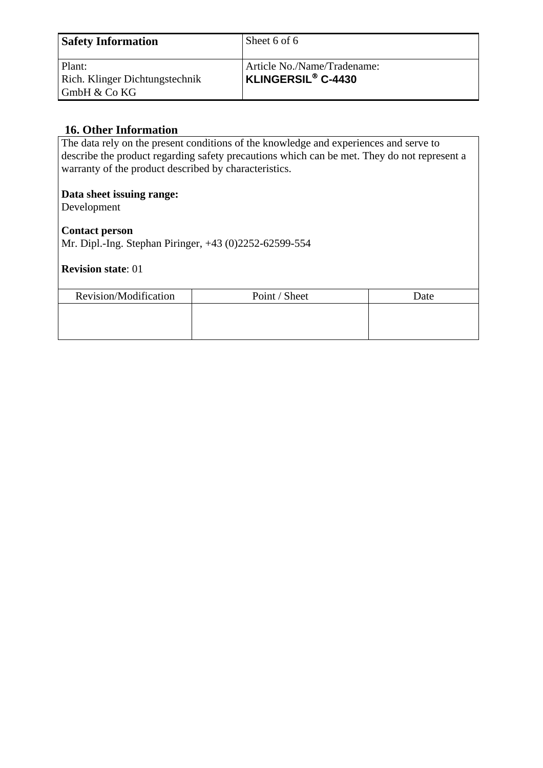| Safety Information | Sheet 6 of 6 |
|---|---|
| Plant:<br>Rich. Klinger Dichtungstechnik GmbH & Co KG | Article No./Name/Tradename:<br>**KLINGERSIL® C-4430** |

## 16. Other Information

The data rely on the present conditions of the knowledge and experiences and serve to describe the product regarding safety precautions which can be met. They do not represent a warranty of the product described by characteristics.

**Data sheet issuing range:**
Development

**Contact person**
Mr. Dipl.-Ing. Stephan Piringer, +43 (0)2252-62599-554

**Revision state**: 01

| Revision/Modification | Point / Sheet | Date |
|---|---|---|
| | | |